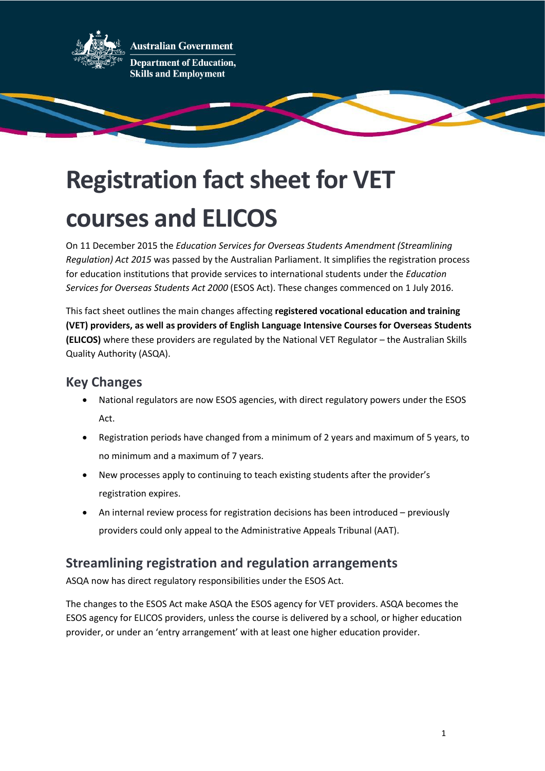Australian Government

Department of Education, Skills and Employment

# Registration fact sheet for VET courses and ELICOS

On 11 December 2015 the *Education Services for Overseas Students Amendment (Streamlining Regulation) Act 2015* was passed by the Australian Parliament. It simplifies the registration process for education institutions that provide services to international students under the *Education Services for Overseas Students Act 2000* (ESOS Act). These changes commenced on 1 July 2016.

This fact sheet outlines the main changes affecting **registered vocational education and training (VET) providers, as well as providers of English Language Intensive Courses for Overseas Students (ELICOS)** where these providers are regulated by the National VET Regulator – the Australian Skills Quality Authority (ASQA).

## Key Changes

- National regulators are now ESOS agencies, with direct regulatory powers under the ESOS Act.
- Registration periods have changed from a minimum of 2 years and maximum of 5 years, to no minimum and a maximum of 7 years.
- New processes apply to continuing to teach existing students after the provider's registration expires.
- An internal review process for registration decisions has been introduced – previously providers could only appeal to the Administrative Appeals Tribunal (AAT).

## Streamlining registration and regulation arrangements

ASQA now has direct regulatory responsibilities under the ESOS Act.

The changes to the ESOS Act make ASQA the ESOS agency for VET providers. ASQA becomes the ESOS agency for ELICOS providers, unless the course is delivered by a school, or higher education provider, or under an 'entry arrangement' with at least one higher education provider.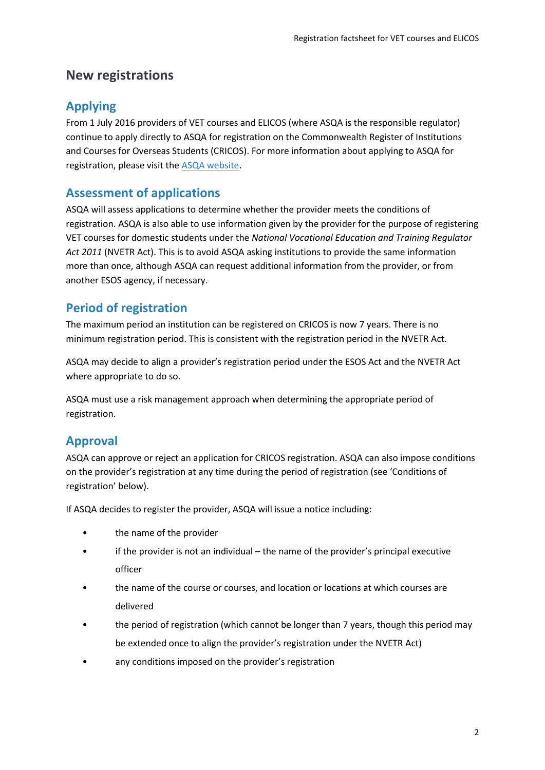## New registrations

### Applying

From 1 July 2016 providers of VET courses and ELICOS (where ASQA is the responsible regulator) continue to apply directly to ASQA for registration on the Commonwealth Register of Institutions and Courses for Overseas Students (CRICOS). For more information about applying to ASQA for registration, please visit the [ASQA website](ASQA website).

### Assessment of applications

ASQA will assess applications to determine whether the provider meets the conditions of registration. ASQA is also able to use information given by the provider for the purpose of registering VET courses for domestic students under the *National Vocational Education and Training Regulator Act 2011* (NVETR Act). This is to avoid ASQA asking institutions to provide the same information more than once, although ASQA can request additional information from the provider, or from another ESOS agency, if necessary.

### Period of registration

The maximum period an institution can be registered on CRICOS is now 7 years. There is no minimum registration period. This is consistent with the registration period in the NVETR Act.

ASQA may decide to align a provider's registration period under the ESOS Act and the NVETR Act where appropriate to do so.

ASQA must use a risk management approach when determining the appropriate period of registration.

### Approval

ASQA can approve or reject an application for CRICOS registration. ASQA can also impose conditions on the provider's registration at any time during the period of registration (see 'Conditions of registration' below).

If ASQA decides to register the provider, ASQA will issue a notice including:

- the name of the provider
- if the provider is not an individual – the name of the provider's principal executive officer
- the name of the course or courses, and location or locations at which courses are delivered
- the period of registration (which cannot be longer than 7 years, though this period may be extended once to align the provider's registration under the NVETR Act)
- any conditions imposed on the provider's registration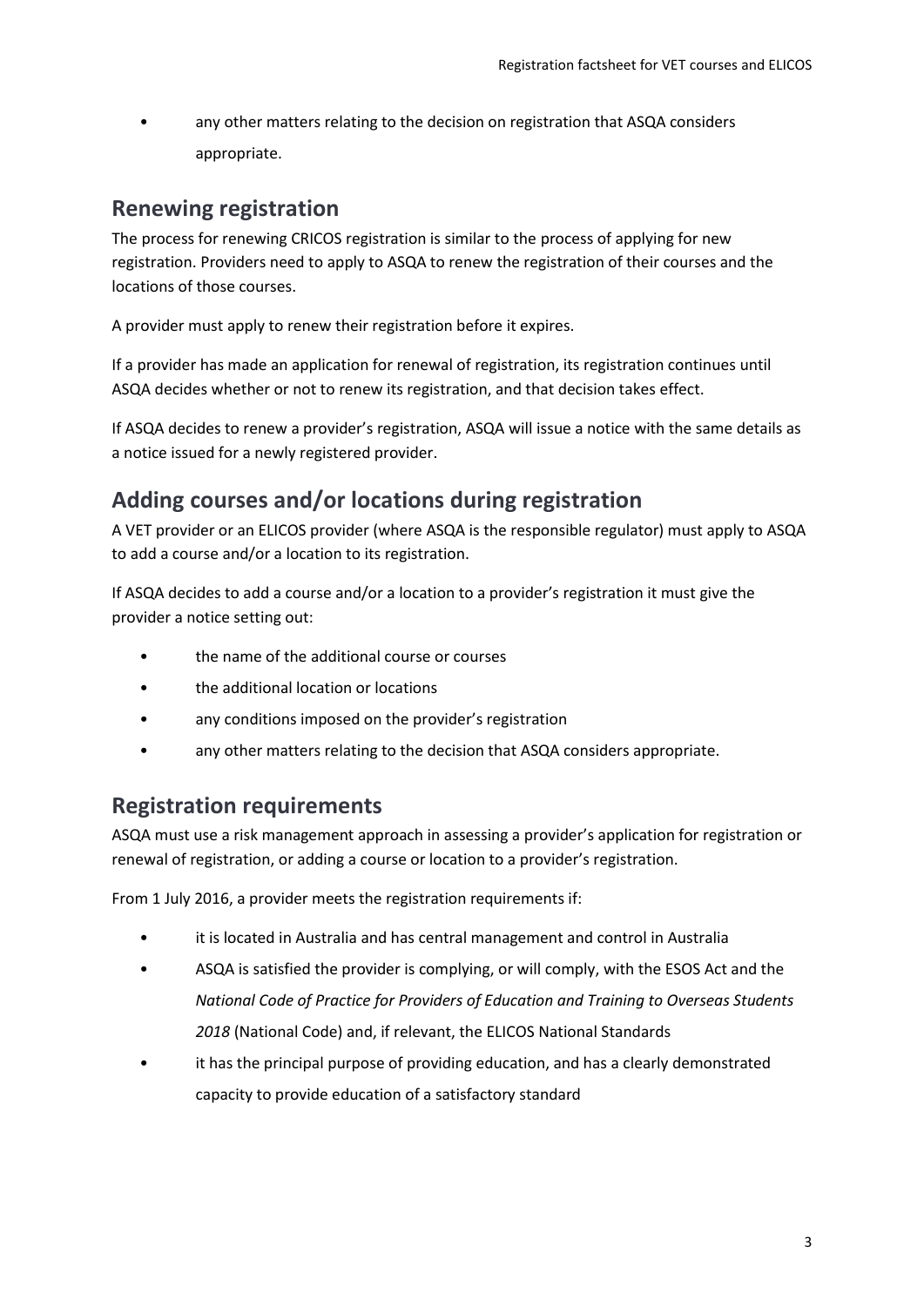- any other matters relating to the decision on registration that ASQA considers appropriate.

## Renewing registration

The process for renewing CRICOS registration is similar to the process of applying for new registration. Providers need to apply to ASQA to renew the registration of their courses and the locations of those courses.

A provider must apply to renew their registration before it expires.

If a provider has made an application for renewal of registration, its registration continues until ASQA decides whether or not to renew its registration, and that decision takes effect.

If ASQA decides to renew a provider's registration, ASQA will issue a notice with the same details as a notice issued for a newly registered provider.

## Adding courses and/or locations during registration

A VET provider or an ELICOS provider (where ASQA is the responsible regulator) must apply to ASQA to add a course and/or a location to its registration.

If ASQA decides to add a course and/or a location to a provider's registration it must give the provider a notice setting out:

- the name of the additional course or courses
- the additional location or locations
- any conditions imposed on the provider's registration
- any other matters relating to the decision that ASQA considers appropriate.

## Registration requirements

ASQA must use a risk management approach in assessing a provider's application for registration or renewal of registration, or adding a course or location to a provider's registration.

From 1 July 2016, a provider meets the registration requirements if:

- it is located in Australia and has central management and control in Australia
- ASQA is satisfied the provider is complying, or will comply, with the ESOS Act and the *National Code of Practice for Providers of Education and Training to Overseas Students 2018* (National Code) and, if relevant, the ELICOS National Standards
- it has the principal purpose of providing education, and has a clearly demonstrated capacity to provide education of a satisfactory standard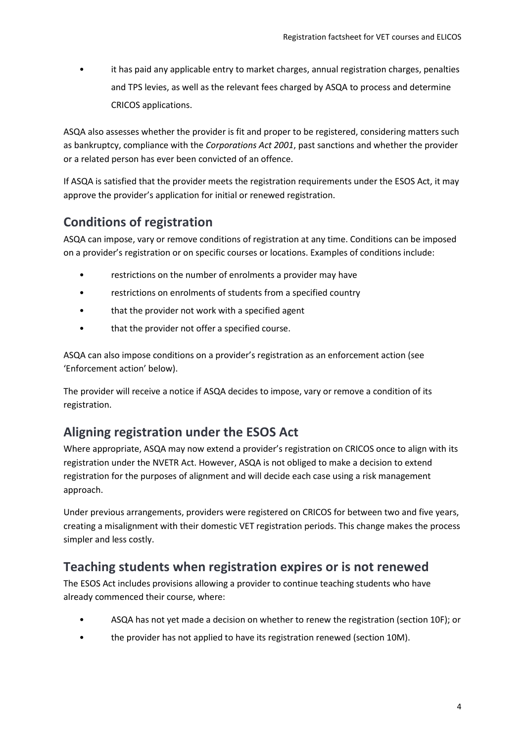- it has paid any applicable entry to market charges, annual registration charges, penalties and TPS levies, as well as the relevant fees charged by ASQA to process and determine CRICOS applications.

ASQA also assesses whether the provider is fit and proper to be registered, considering matters such as bankruptcy, compliance with the *Corporations Act 2001*, past sanctions and whether the provider or a related person has ever been convicted of an offence.

If ASQA is satisfied that the provider meets the registration requirements under the ESOS Act, it may approve the provider's application for initial or renewed registration.

## Conditions of registration

ASQA can impose, vary or remove conditions of registration at any time. Conditions can be imposed on a provider's registration or on specific courses or locations. Examples of conditions include:

- restrictions on the number of enrolments a provider may have
- restrictions on enrolments of students from a specified country
- that the provider not work with a specified agent
- that the provider not offer a specified course.

ASQA can also impose conditions on a provider's registration as an enforcement action (see 'Enforcement action' below).

The provider will receive a notice if ASQA decides to impose, vary or remove a condition of its registration.

## Aligning registration under the ESOS Act

Where appropriate, ASQA may now extend a provider's registration on CRICOS once to align with its registration under the NVETR Act. However, ASQA is not obliged to make a decision to extend registration for the purposes of alignment and will decide each case using a risk management approach.

Under previous arrangements, providers were registered on CRICOS for between two and five years, creating a misalignment with their domestic VET registration periods. This change makes the process simpler and less costly.

## Teaching students when registration expires or is not renewed

The ESOS Act includes provisions allowing a provider to continue teaching students who have already commenced their course, where:

- ASQA has not yet made a decision on whether to renew the registration (section 10F); or
- the provider has not applied to have its registration renewed (section 10M).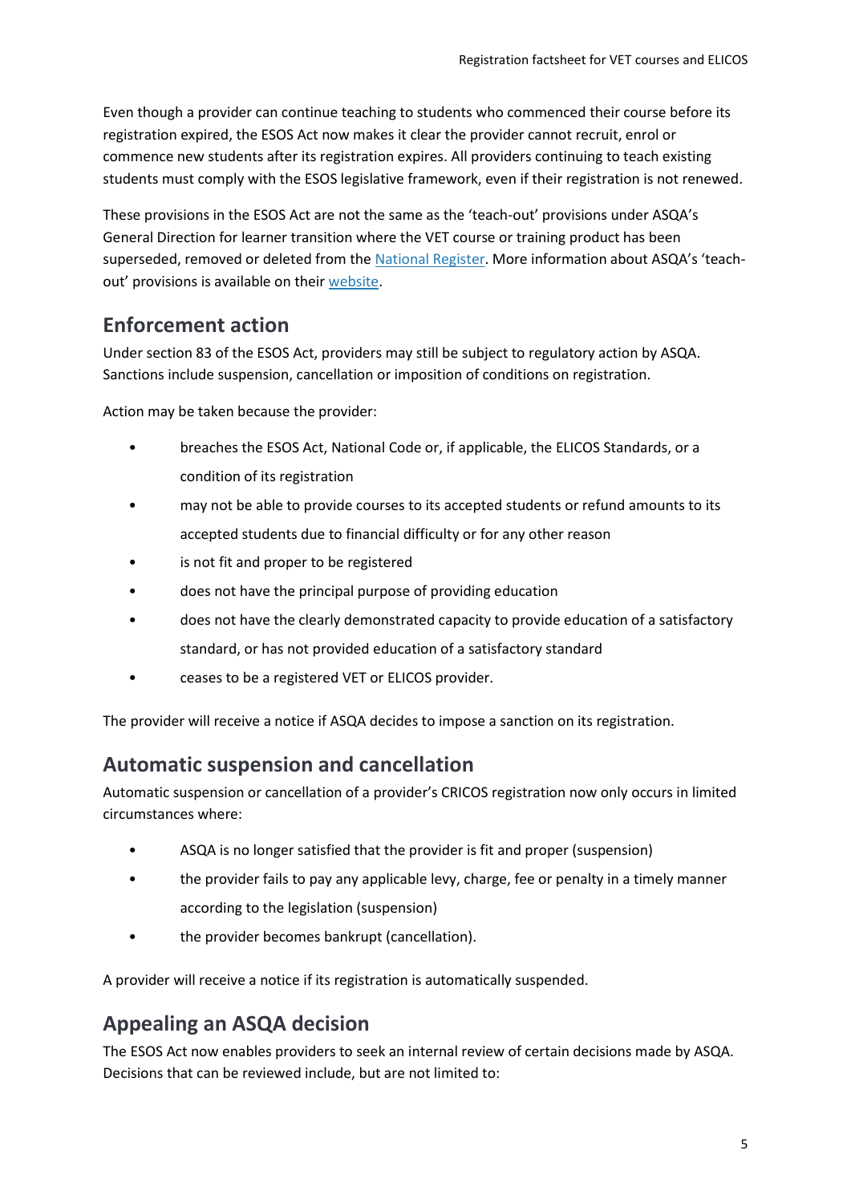Even though a provider can continue teaching to students who commenced their course before its registration expired, the ESOS Act now makes it clear the provider cannot recruit, enrol or commence new students after its registration expires. All providers continuing to teach existing students must comply with the ESOS legislative framework, even if their registration is not renewed.

These provisions in the ESOS Act are not the same as the 'teach-out' provisions under ASQA's General Direction for learner transition where the VET course or training product has been superseded, removed or deleted from the National Register. More information about ASQA's 'teach-out' provisions is available on their website.

## Enforcement action

Under section 83 of the ESOS Act, providers may still be subject to regulatory action by ASQA. Sanctions include suspension, cancellation or imposition of conditions on registration.

Action may be taken because the provider:

- breaches the ESOS Act, National Code or, if applicable, the ELICOS Standards, or a condition of its registration
- may not be able to provide courses to its accepted students or refund amounts to its accepted students due to financial difficulty or for any other reason
- is not fit and proper to be registered
- does not have the principal purpose of providing education
- does not have the clearly demonstrated capacity to provide education of a satisfactory standard, or has not provided education of a satisfactory standard
- ceases to be a registered VET or ELICOS provider.

The provider will receive a notice if ASQA decides to impose a sanction on its registration.

## Automatic suspension and cancellation

Automatic suspension or cancellation of a provider's CRICOS registration now only occurs in limited circumstances where:

- ASQA is no longer satisfied that the provider is fit and proper (suspension)
- the provider fails to pay any applicable levy, charge, fee or penalty in a timely manner according to the legislation (suspension)
- the provider becomes bankrupt (cancellation).

A provider will receive a notice if its registration is automatically suspended.

## Appealing an ASQA decision

The ESOS Act now enables providers to seek an internal review of certain decisions made by ASQA. Decisions that can be reviewed include, but are not limited to: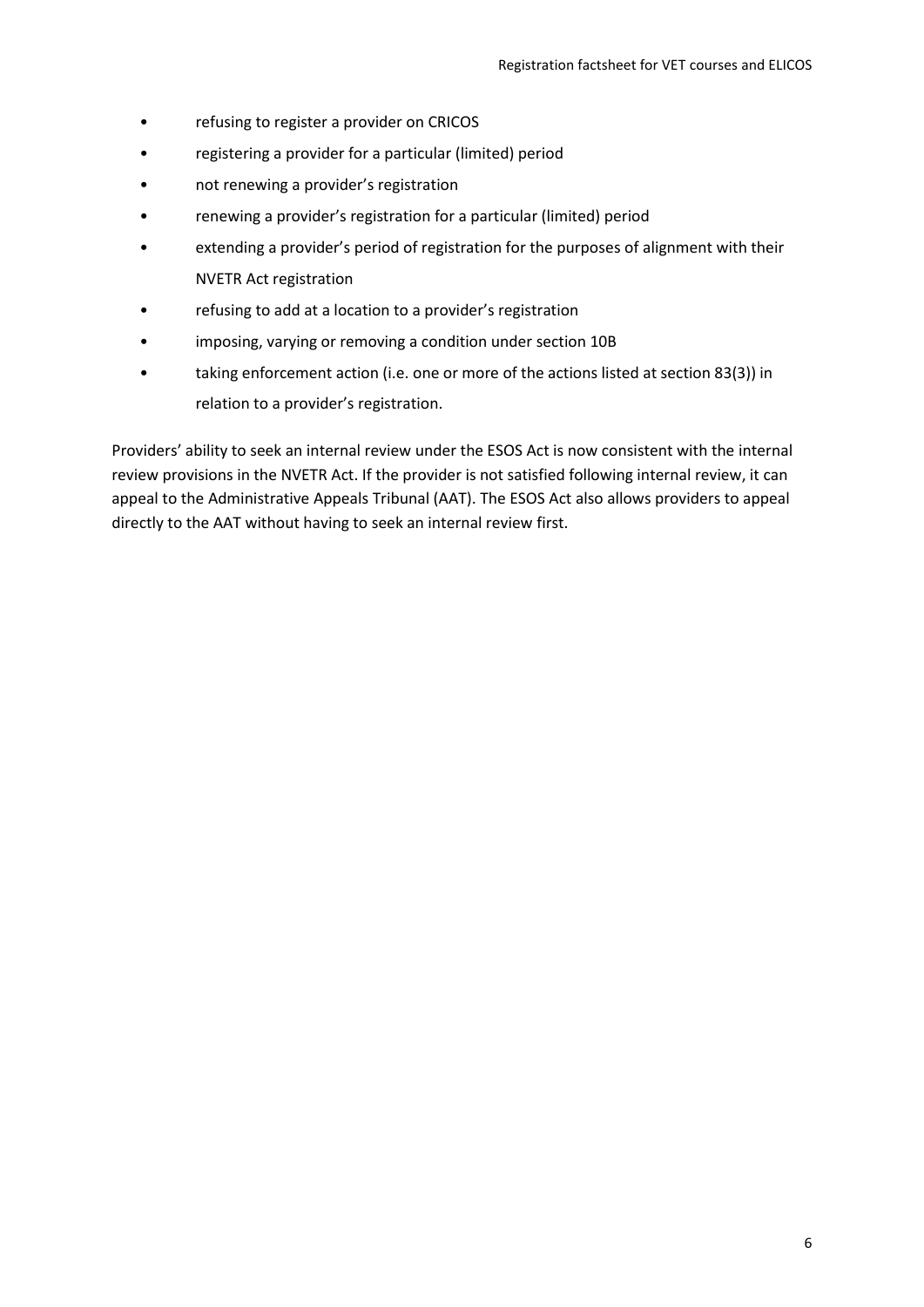- refusing to register a provider on CRICOS
- registering a provider for a particular (limited) period
- not renewing a provider's registration
- renewing a provider's registration for a particular (limited) period
- extending a provider's period of registration for the purposes of alignment with their NVETR Act registration
- refusing to add at a location to a provider's registration
- imposing, varying or removing a condition under section 10B
- taking enforcement action (i.e. one or more of the actions listed at section 83(3)) in relation to a provider's registration.

Providers' ability to seek an internal review under the ESOS Act is now consistent with the internal review provisions in the NVETR Act. If the provider is not satisfied following internal review, it can appeal to the Administrative Appeals Tribunal (AAT). The ESOS Act also allows providers to appeal directly to the AAT without having to seek an internal review first.